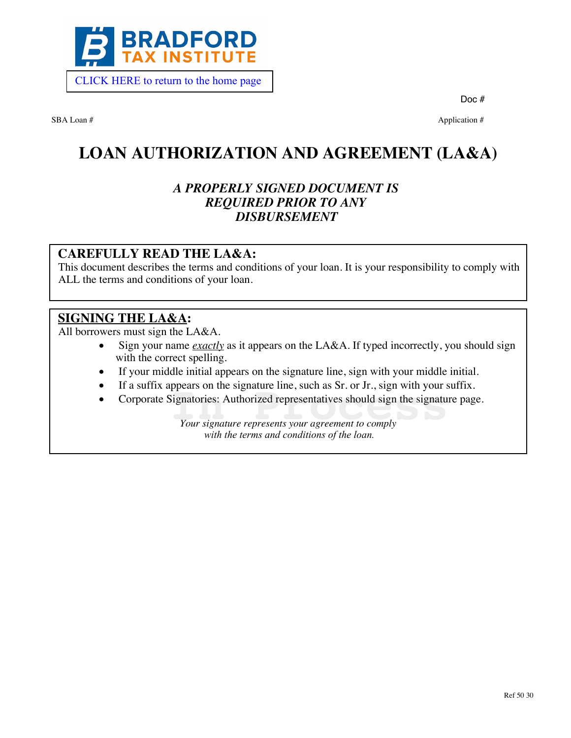BRADFORD TAX INSTITUTE

CLICK HERE to return to the home page

Doc #

SBA Loan #

Application #

# LOAN AUTHORIZATION AND AGREEMENT (LA&A)

***A PROPERLY SIGNED DOCUMENT IS REQUIRED PRIOR TO ANY DISBURSEMENT***

## CAREFULLY READ THE LA&A:

This document describes the terms and conditions of your loan. It is your responsibility to comply with ALL the terms and conditions of your loan.

## SIGNING THE LA&A:

All borrowers must sign the LA&A.

- Sign your name *exactly* as it appears on the LA&A. If typed incorrectly, you should sign with the correct spelling.
- If your middle initial appears on the signature line, sign with your middle initial.
- If a suffix appears on the signature line, such as Sr. or Jr., sign with your suffix.
- Corporate Signatories: Authorized representatives should sign the signature page.

*Your signature represents your agreement to comply with the terms and conditions of the loan.*

Ref 50 30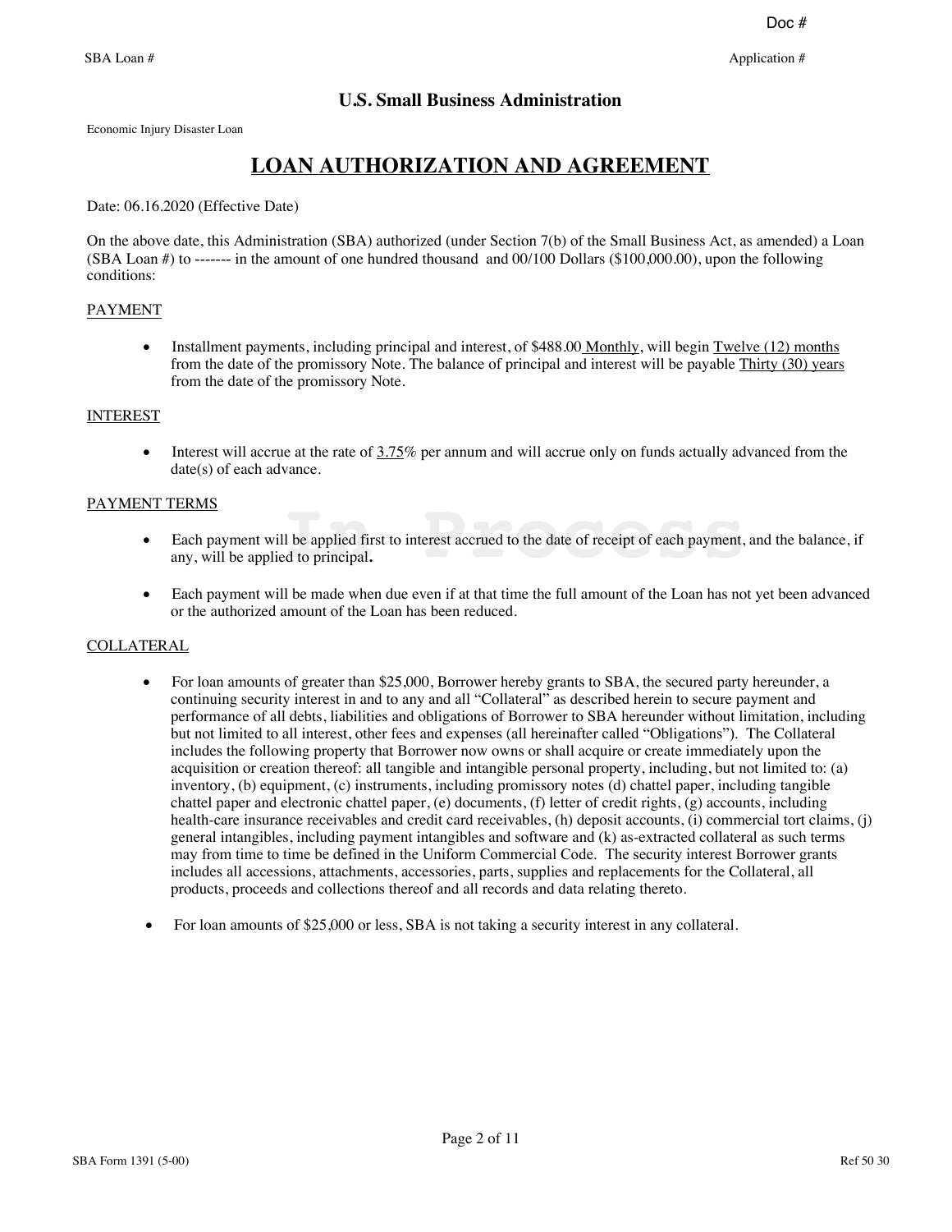SBA Loan # Application #

## U.S. Small Business Administration

Economic Injury Disaster Loan

# LOAN AUTHORIZATION AND AGREEMENT

Date: 06.16.2020 (Effective Date)

On the above date, this Administration (SBA) authorized (under Section 7(b) of the Small Business Act, as amended) a Loan (SBA Loan #) to ------- in the amount of one hundred thousand and 00/100 Dollars ($100,000.00), upon the following conditions:

PAYMENT

- Installment payments, including principal and interest, of $488.00 Monthly, will begin Twelve (12) months from the date of the promissory Note. The balance of principal and interest will be payable Thirty (30) years from the date of the promissory Note.

INTEREST

- Interest will accrue at the rate of 3.75% per annum and will accrue only on funds actually advanced from the date(s) of each advance.

PAYMENT TERMS

- Each payment will be applied first to interest accrued to the date of receipt of each payment, and the balance, if any, will be applied to principal.
- Each payment will be made when due even if at that time the full amount of the Loan has not yet been advanced or the authorized amount of the Loan has been reduced.

COLLATERAL

- For loan amounts of greater than $25,000, Borrower hereby grants to SBA, the secured party hereunder, a continuing security interest in and to any and all "Collateral" as described herein to secure payment and performance of all debts, liabilities and obligations of Borrower to SBA hereunder without limitation, including but not limited to all interest, other fees and expenses (all hereinafter called "Obligations"). The Collateral includes the following property that Borrower now owns or shall acquire or create immediately upon the acquisition or creation thereof: all tangible and intangible personal property, including, but not limited to: (a) inventory, (b) equipment, (c) instruments, including promissory notes (d) chattel paper, including tangible chattel paper and electronic chattel paper, (e) documents, (f) letter of credit rights, (g) accounts, including health-care insurance receivables and credit card receivables, (h) deposit accounts, (i) commercial tort claims, (j) general intangibles, including payment intangibles and software and (k) as-extracted collateral as such terms may from time to time be defined in the Uniform Commercial Code. The security interest Borrower grants includes all accessions, attachments, accessories, parts, supplies and replacements for the Collateral, all products, proceeds and collections thereof and all records and data relating thereto.
- For loan amounts of $25,000 or less, SBA is not taking a security interest in any collateral.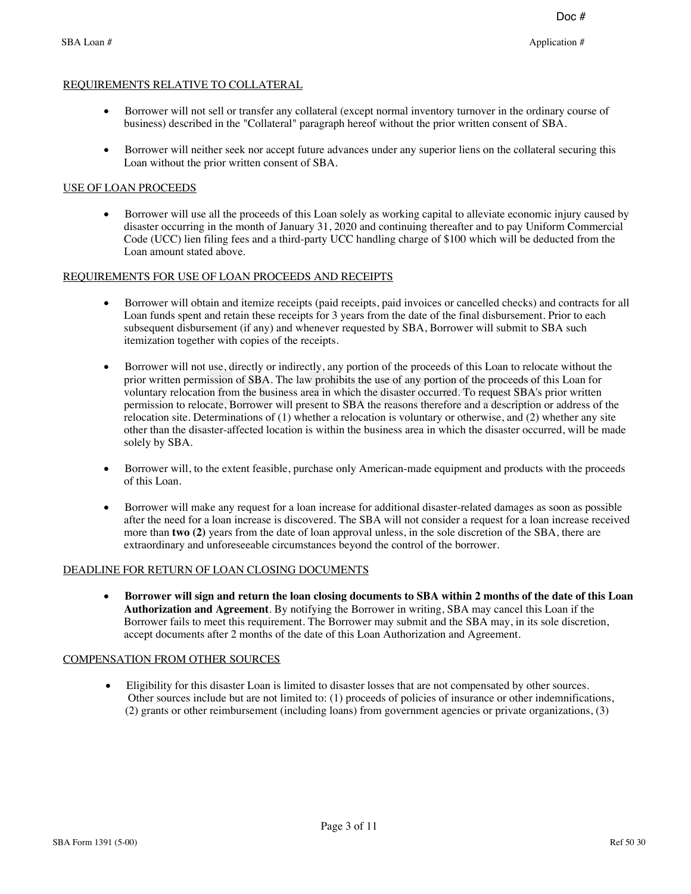## REQUIREMENTS RELATIVE TO COLLATERAL

- Borrower will not sell or transfer any collateral (except normal inventory turnover in the ordinary course of business) described in the "Collateral" paragraph hereof without the prior written consent of SBA.

- Borrower will neither seek nor accept future advances under any superior liens on the collateral securing this Loan without the prior written consent of SBA.

## USE OF LOAN PROCEEDS

- Borrower will use all the proceeds of this Loan solely as working capital to alleviate economic injury caused by disaster occurring in the month of January 31, 2020 and continuing thereafter and to pay Uniform Commercial Code (UCC) lien filing fees and a third-party UCC handling charge of $100 which will be deducted from the Loan amount stated above.

## REQUIREMENTS FOR USE OF LOAN PROCEEDS AND RECEIPTS

- Borrower will obtain and itemize receipts (paid receipts, paid invoices or cancelled checks) and contracts for all Loan funds spent and retain these receipts for 3 years from the date of the final disbursement. Prior to each subsequent disbursement (if any) and whenever requested by SBA, Borrower will submit to SBA such itemization together with copies of the receipts.

- Borrower will not use, directly or indirectly, any portion of the proceeds of this Loan to relocate without the prior written permission of SBA. The law prohibits the use of any portion of the proceeds of this Loan for voluntary relocation from the business area in which the disaster occurred. To request SBA's prior written permission to relocate, Borrower will present to SBA the reasons therefore and a description or address of the relocation site. Determinations of (1) whether a relocation is voluntary or otherwise, and (2) whether any site other than the disaster-affected location is within the business area in which the disaster occurred, will be made solely by SBA.

- Borrower will, to the extent feasible, purchase only American-made equipment and products with the proceeds of this Loan.

- Borrower will make any request for a loan increase for additional disaster-related damages as soon as possible after the need for a loan increase is discovered. The SBA will not consider a request for a loan increase received more than **two (2)** years from the date of loan approval unless, in the sole discretion of the SBA, there are extraordinary and unforeseeable circumstances beyond the control of the borrower.

## DEADLINE FOR RETURN OF LOAN CLOSING DOCUMENTS

- **Borrower will sign and return the loan closing documents to SBA within 2 months of the date of this Loan Authorization and Agreement**. By notifying the Borrower in writing, SBA may cancel this Loan if the Borrower fails to meet this requirement. The Borrower may submit and the SBA may, in its sole discretion, accept documents after 2 months of the date of this Loan Authorization and Agreement.

## COMPENSATION FROM OTHER SOURCES

- Eligibility for this disaster Loan is limited to disaster losses that are not compensated by other sources. Other sources include but are not limited to: (1) proceeds of policies of insurance or other indemnifications, (2) grants or other reimbursement (including loans) from government agencies or private organizations, (3)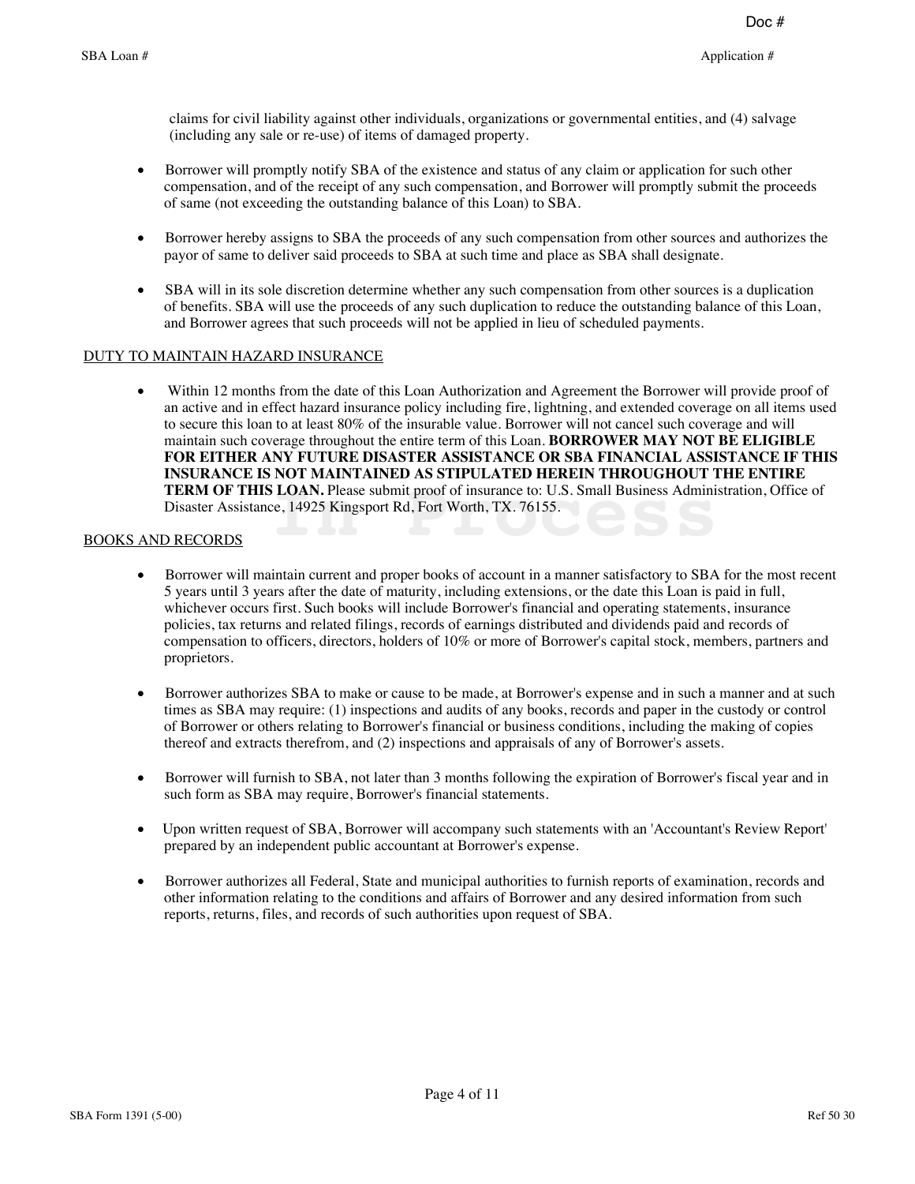claims for civil liability against other individuals, organizations or governmental entities, and (4) salvage (including any sale or re-use) of items of damaged property.

- Borrower will promptly notify SBA of the existence and status of any claim or application for such other compensation, and of the receipt of any such compensation, and Borrower will promptly submit the proceeds of same (not exceeding the outstanding balance of this Loan) to SBA.

- Borrower hereby assigns to SBA the proceeds of any such compensation from other sources and authorizes the payor of same to deliver said proceeds to SBA at such time and place as SBA shall designate.

- SBA will in its sole discretion determine whether any such compensation from other sources is a duplication of benefits. SBA will use the proceeds of any such duplication to reduce the outstanding balance of this Loan, and Borrower agrees that such proceeds will not be applied in lieu of scheduled payments.

## DUTY TO MAINTAIN HAZARD INSURANCE

- Within 12 months from the date of this Loan Authorization and Agreement the Borrower will provide proof of an active and in effect hazard insurance policy including fire, lightning, and extended coverage on all items used to secure this loan to at least 80% of the insurable value. Borrower will not cancel such coverage and will maintain such coverage throughout the entire term of this Loan. **BORROWER MAY NOT BE ELIGIBLE FOR EITHER ANY FUTURE DISASTER ASSISTANCE OR SBA FINANCIAL ASSISTANCE IF THIS INSURANCE IS NOT MAINTAINED AS STIPULATED HEREIN THROUGHOUT THE ENTIRE TERM OF THIS LOAN.** Please submit proof of insurance to: U.S. Small Business Administration, Office of Disaster Assistance, 14925 Kingsport Rd, Fort Worth, TX. 76155.

## BOOKS AND RECORDS

- Borrower will maintain current and proper books of account in a manner satisfactory to SBA for the most recent 5 years until 3 years after the date of maturity, including extensions, or the date this Loan is paid in full, whichever occurs first. Such books will include Borrower's financial and operating statements, insurance policies, tax returns and related filings, records of earnings distributed and dividends paid and records of compensation to officers, directors, holders of 10% or more of Borrower's capital stock, members, partners and proprietors.

- Borrower authorizes SBA to make or cause to be made, at Borrower's expense and in such a manner and at such times as SBA may require: (1) inspections and audits of any books, records and paper in the custody or control of Borrower or others relating to Borrower's financial or business conditions, including the making of copies thereof and extracts therefrom, and (2) inspections and appraisals of any of Borrower's assets.

- Borrower will furnish to SBA, not later than 3 months following the expiration of Borrower's fiscal year and in such form as SBA may require, Borrower's financial statements.

- Upon written request of SBA, Borrower will accompany such statements with an 'Accountant's Review Report' prepared by an independent public accountant at Borrower's expense.

- Borrower authorizes all Federal, State and municipal authorities to furnish reports of examination, records and other information relating to the conditions and affairs of Borrower and any desired information from such reports, returns, files, and records of such authorities upon request of SBA.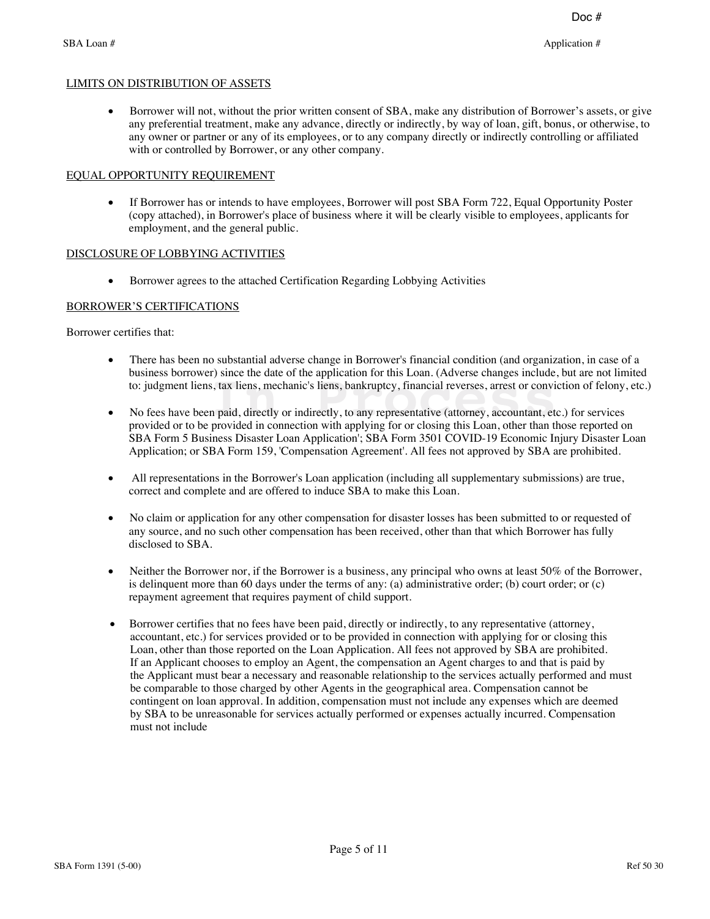LIMITS ON DISTRIBUTION OF ASSETS

- Borrower will not, without the prior written consent of SBA, make any distribution of Borrower's assets, or give any preferential treatment, make any advance, directly or indirectly, by way of loan, gift, bonus, or otherwise, to any owner or partner or any of its employees, or to any company directly or indirectly controlling or affiliated with or controlled by Borrower, or any other company.

EQUAL OPPORTUNITY REQUIREMENT

- If Borrower has or intends to have employees, Borrower will post SBA Form 722, Equal Opportunity Poster (copy attached), in Borrower's place of business where it will be clearly visible to employees, applicants for employment, and the general public.

DISCLOSURE OF LOBBYING ACTIVITIES

- Borrower agrees to the attached Certification Regarding Lobbying Activities

BORROWER'S CERTIFICATIONS

Borrower certifies that:

- There has been no substantial adverse change in Borrower's financial condition (and organization, in case of a business borrower) since the date of the application for this Loan. (Adverse changes include, but are not limited to: judgment liens, tax liens, mechanic's liens, bankruptcy, financial reverses, arrest or conviction of felony, etc.)

- No fees have been paid, directly or indirectly, to any representative (attorney, accountant, etc.) for services provided or to be provided in connection with applying for or closing this Loan, other than those reported on SBA Form 5 Business Disaster Loan Application'; SBA Form 3501 COVID-19 Economic Injury Disaster Loan Application; or SBA Form 159, 'Compensation Agreement'. All fees not approved by SBA are prohibited.

- All representations in the Borrower's Loan application (including all supplementary submissions) are true, correct and complete and are offered to induce SBA to make this Loan.

- No claim or application for any other compensation for disaster losses has been submitted to or requested of any source, and no such other compensation has been received, other than that which Borrower has fully disclosed to SBA.

- Neither the Borrower nor, if the Borrower is a business, any principal who owns at least 50% of the Borrower, is delinquent more than 60 days under the terms of any: (a) administrative order; (b) court order; or (c) repayment agreement that requires payment of child support.

- Borrower certifies that no fees have been paid, directly or indirectly, to any representative (attorney, accountant, etc.) for services provided or to be provided in connection with applying for or closing this Loan, other than those reported on the Loan Application. All fees not approved by SBA are prohibited. If an Applicant chooses to employ an Agent, the compensation an Agent charges to and that is paid by the Applicant must bear a necessary and reasonable relationship to the services actually performed and must be comparable to those charged by other Agents in the geographical area. Compensation cannot be contingent on loan approval. In addition, compensation must not include any expenses which are deemed by SBA to be unreasonable for services actually performed or expenses actually incurred. Compensation must not include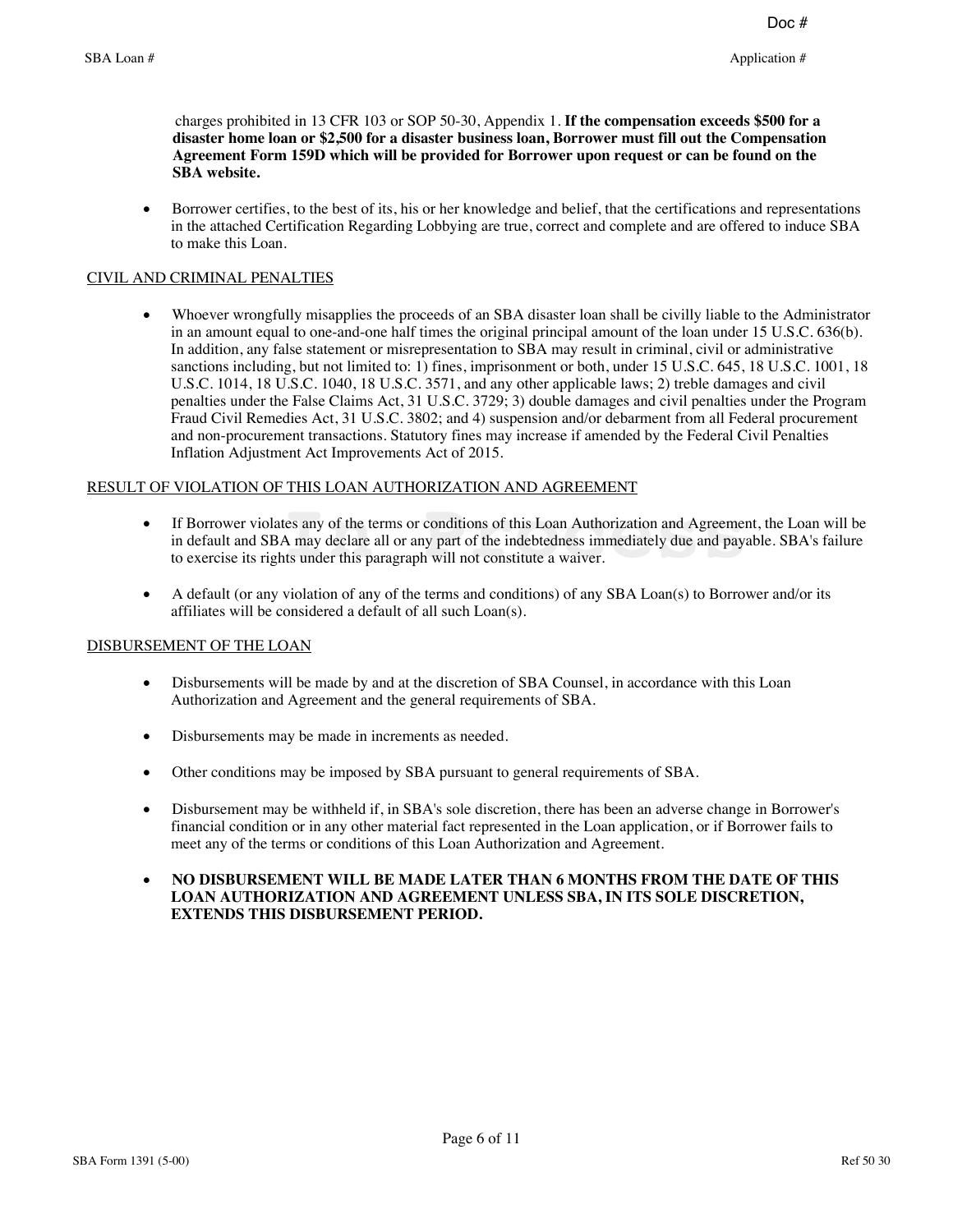charges prohibited in 13 CFR 103 or SOP 50-30, Appendix 1. **If the compensation exceeds $500 for a disaster home loan or $2,500 for a disaster business loan, Borrower must fill out the Compensation Agreement Form 159D which will be provided for Borrower upon request or can be found on the SBA website.**

- Borrower certifies, to the best of its, his or her knowledge and belief, that the certifications and representations in the attached Certification Regarding Lobbying are true, correct and complete and are offered to induce SBA to make this Loan.

## CIVIL AND CRIMINAL PENALTIES

- Whoever wrongfully misapplies the proceeds of an SBA disaster loan shall be civilly liable to the Administrator in an amount equal to one-and-one half times the original principal amount of the loan under 15 U.S.C. 636(b). In addition, any false statement or misrepresentation to SBA may result in criminal, civil or administrative sanctions including, but not limited to: 1) fines, imprisonment or both, under 15 U.S.C. 645, 18 U.S.C. 1001, 18 U.S.C. 1014, 18 U.S.C. 1040, 18 U.S.C. 3571, and any other applicable laws; 2) treble damages and civil penalties under the False Claims Act, 31 U.S.C. 3729; 3) double damages and civil penalties under the Program Fraud Civil Remedies Act, 31 U.S.C. 3802; and 4) suspension and/or debarment from all Federal procurement and non-procurement transactions. Statutory fines may increase if amended by the Federal Civil Penalties Inflation Adjustment Act Improvements Act of 2015.

## RESULT OF VIOLATION OF THIS LOAN AUTHORIZATION AND AGREEMENT

- If Borrower violates any of the terms or conditions of this Loan Authorization and Agreement, the Loan will be in default and SBA may declare all or any part of the indebtedness immediately due and payable. SBA's failure to exercise its rights under this paragraph will not constitute a waiver.

- A default (or any violation of any of the terms and conditions) of any SBA Loan(s) to Borrower and/or its affiliates will be considered a default of all such Loan(s).

## DISBURSEMENT OF THE LOAN

- Disbursements will be made by and at the discretion of SBA Counsel, in accordance with this Loan Authorization and Agreement and the general requirements of SBA.

- Disbursements may be made in increments as needed.

- Other conditions may be imposed by SBA pursuant to general requirements of SBA.

- Disbursement may be withheld if, in SBA's sole discretion, there has been an adverse change in Borrower's financial condition or in any other material fact represented in the Loan application, or if Borrower fails to meet any of the terms or conditions of this Loan Authorization and Agreement.

- **NO DISBURSEMENT WILL BE MADE LATER THAN 6 MONTHS FROM THE DATE OF THIS LOAN AUTHORIZATION AND AGREEMENT UNLESS SBA, IN ITS SOLE DISCRETION, EXTENDS THIS DISBURSEMENT PERIOD.**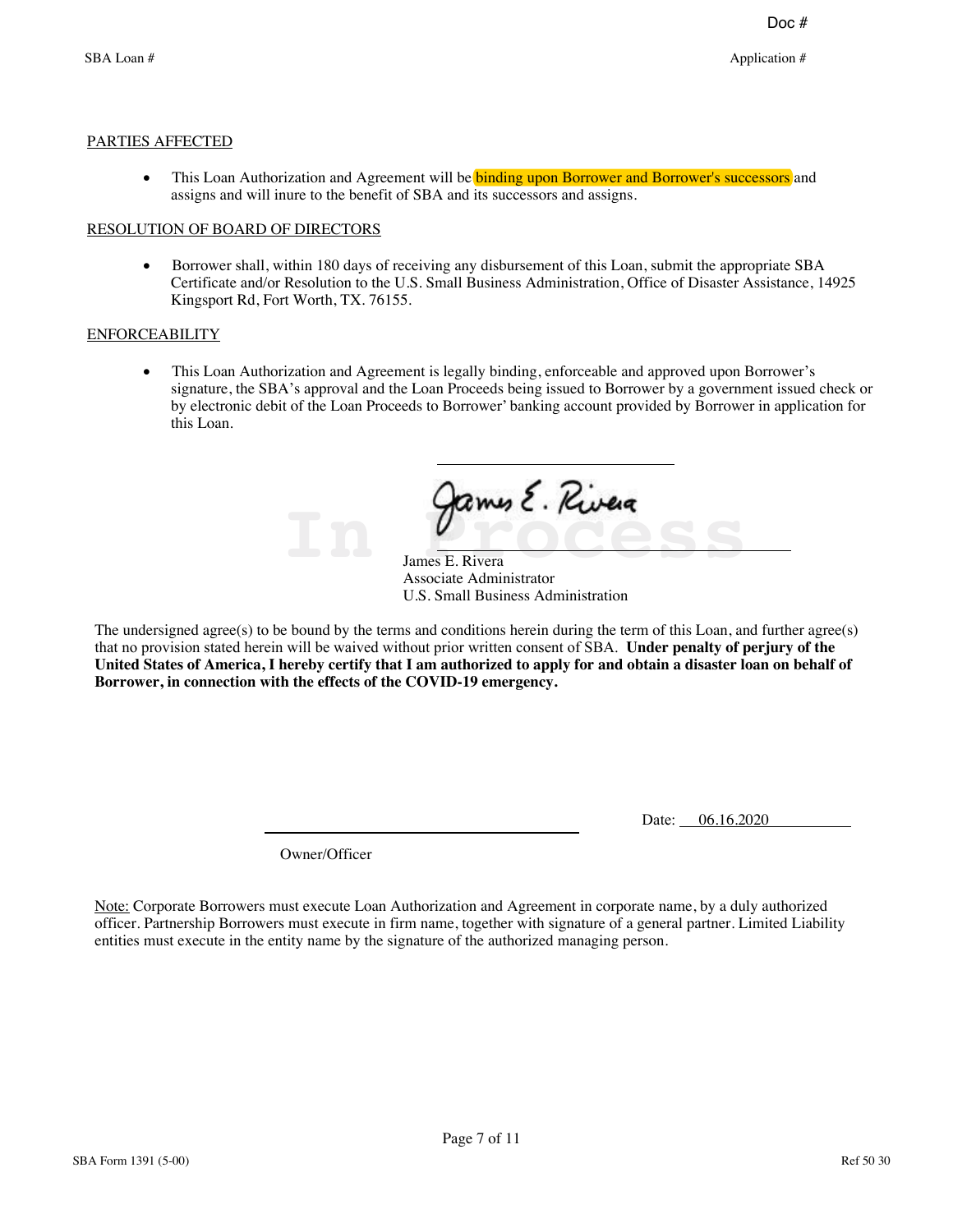## PARTIES AFFECTED

- This Loan Authorization and Agreement will be binding upon Borrower and Borrower's successors and assigns and will inure to the benefit of SBA and its successors and assigns.

## RESOLUTION OF BOARD OF DIRECTORS

- Borrower shall, within 180 days of receiving any disbursement of this Loan, submit the appropriate SBA Certificate and/or Resolution to the U.S. Small Business Administration, Office of Disaster Assistance, 14925 Kingsport Rd, Fort Worth, TX. 76155.

## ENFORCEABILITY

- This Loan Authorization and Agreement is legally binding, enforceable and approved upon Borrower's signature, the SBA's approval and the Loan Proceeds being issued to Borrower by a government issued check or by electronic debit of the Loan Proceeds to Borrower' banking account provided by Borrower in application for this Loan.

James E. Rivera

James E. Rivera
Associate Administrator
U.S. Small Business Administration

The undersigned agree(s) to be bound by the terms and conditions herein during the term of this Loan, and further agree(s) that no provision stated herein will be waived without prior written consent of SBA. **Under penalty of perjury of the United States of America, I hereby certify that I am authorized to apply for and obtain a disaster loan on behalf of Borrower, in connection with the effects of the COVID-19 emergency.**

Owner/Officer

Date: 06.16.2020

Note: Corporate Borrowers must execute Loan Authorization and Agreement in corporate name, by a duly authorized officer. Partnership Borrowers must execute in firm name, together with signature of a general partner. Limited Liability entities must execute in the entity name by the signature of the authorized managing person.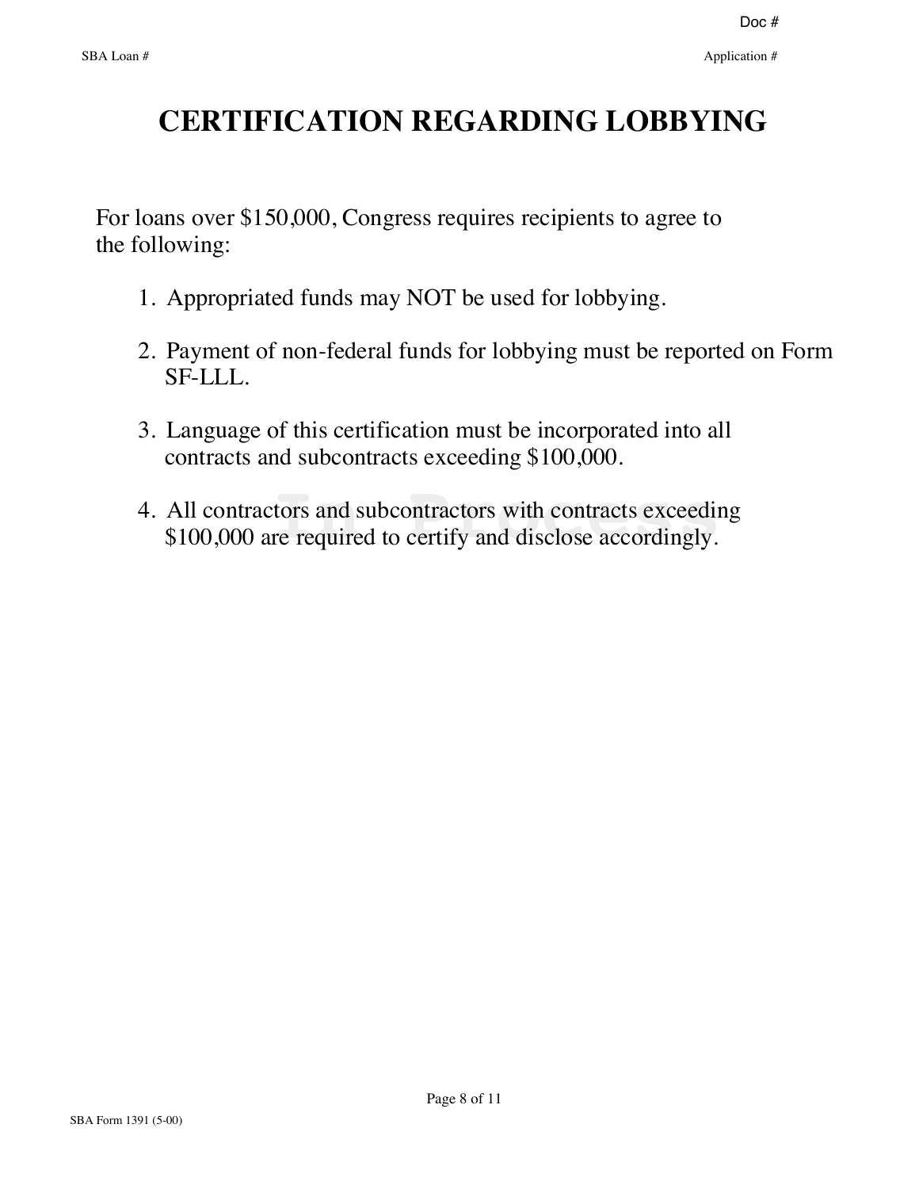# CERTIFICATION REGARDING LOBBYING

For loans over $150,000, Congress requires recipients to agree to the following:

1. Appropriated funds may NOT be used for lobbying.

2. Payment of non-federal funds for lobbying must be reported on Form SF-LLL.

3. Language of this certification must be incorporated into all contracts and subcontracts exceeding $100,000.

4. All contractors and subcontractors with contracts exceeding $100,000 are required to certify and disclose accordingly.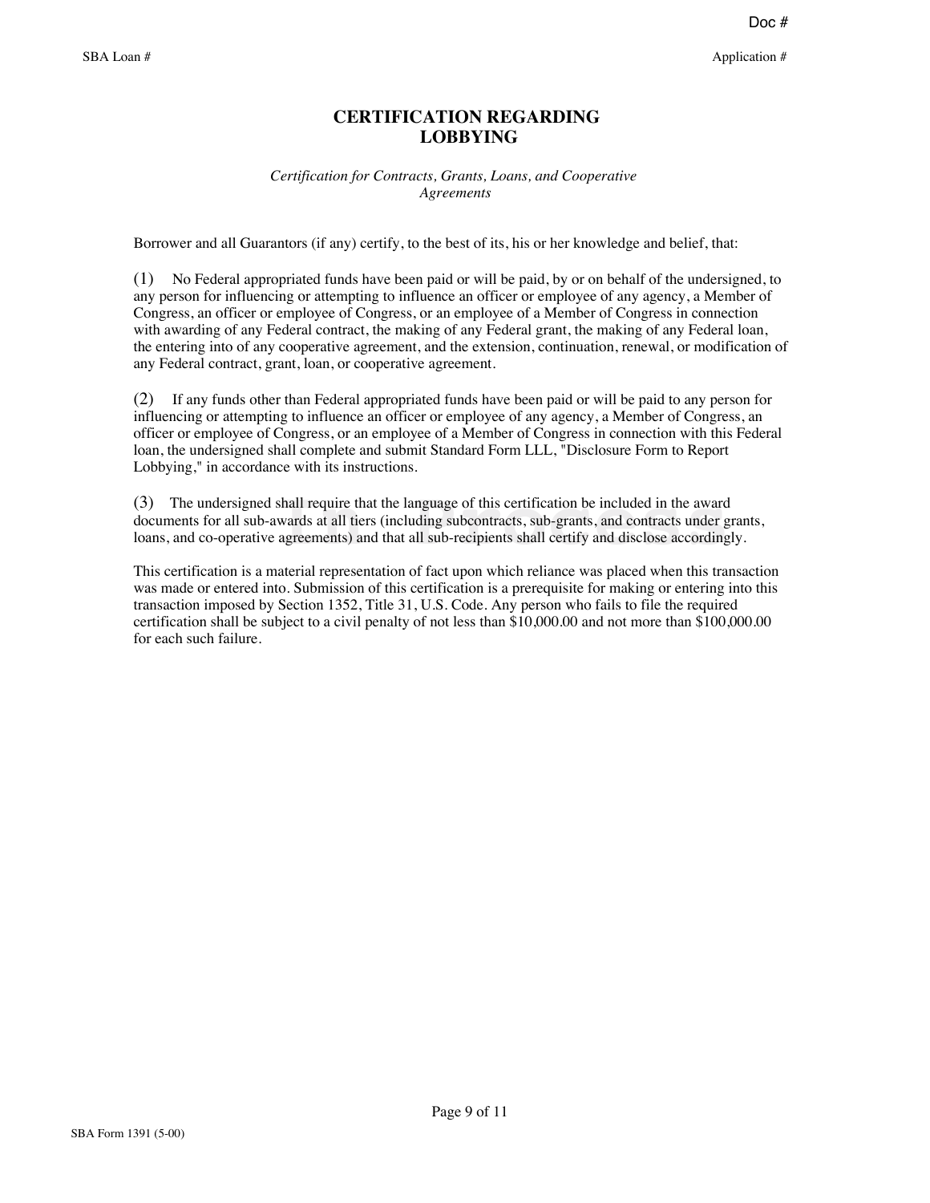SBA Loan #

Application #

Doc #

# CERTIFICATION REGARDING LOBBYING

*Certification for Contracts, Grants, Loans, and Cooperative Agreements*

Borrower and all Guarantors (if any) certify, to the best of its, his or her knowledge and belief, that:

(1) No Federal appropriated funds have been paid or will be paid, by or on behalf of the undersigned, to any person for influencing or attempting to influence an officer or employee of any agency, a Member of Congress, an officer or employee of Congress, or an employee of a Member of Congress in connection with awarding of any Federal contract, the making of any Federal grant, the making of any Federal loan, the entering into of any cooperative agreement, and the extension, continuation, renewal, or modification of any Federal contract, grant, loan, or cooperative agreement.

(2) If any funds other than Federal appropriated funds have been paid or will be paid to any person for influencing or attempting to influence an officer or employee of any agency, a Member of Congress, an officer or employee of Congress, or an employee of a Member of Congress in connection with this Federal loan, the undersigned shall complete and submit Standard Form LLL, "Disclosure Form to Report Lobbying," in accordance with its instructions.

(3) The undersigned shall require that the language of this certification be included in the award documents for all sub-awards at all tiers (including subcontracts, sub-grants, and contracts under grants, loans, and co-operative agreements) and that all sub-recipients shall certify and disclose accordingly.

This certification is a material representation of fact upon which reliance was placed when this transaction was made or entered into. Submission of this certification is a prerequisite for making or entering into this transaction imposed by Section 1352, Title 31, U.S. Code. Any person who fails to file the required certification shall be subject to a civil penalty of not less than $10,000.00 and not more than $100,000.00 for each such failure.

SBA Form 1391 (5-00)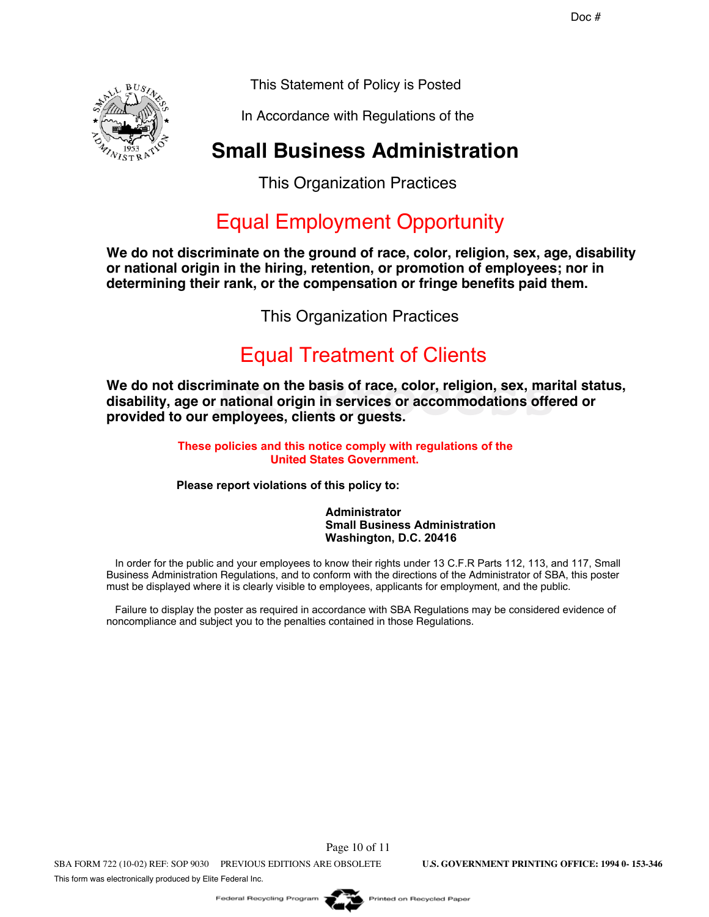Doc #

This Statement of Policy is Posted

In Accordance with Regulations of the

# Small Business Administration

This Organization Practices

## Equal Employment Opportunity

**We do not discriminate on the ground of race, color, religion, sex, age, disability or national origin in the hiring, retention, or promotion of employees; nor in determining their rank, or the compensation or fringe benefits paid them.**

This Organization Practices

## Equal Treatment of Clients

**We do not discriminate on the basis of race, color, religion, sex, marital status, disability, age or national origin in services or accommodations offered or provided to our employees, clients or guests.**

**These policies and this notice comply with regulations of the United States Government.**

**Please report violations of this policy to:**

**Administrator**
**Small Business Administration**
**Washington, D.C. 20416**

In order for the public and your employees to know their rights under 13 C.F.R Parts 112, 113, and 117, Small Business Administration Regulations, and to conform with the directions of the Administrator of SBA, this poster must be displayed where it is clearly visible to employees, applicants for employment, and the public.

Failure to display the poster as required in accordance with SBA Regulations may be considered evidence of noncompliance and subject you to the penalties contained in those Regulations.

SBA FORM 722 (10-02) REF: SOP 9030 PREVIOUS EDITIONS ARE OBSOLETE **U.S. GOVERNMENT PRINTING OFFICE: 1994 0- 153-346**

This form was electronically produced by Elite Federal Inc.

Federal Recycling Program Printed on Recycled Paper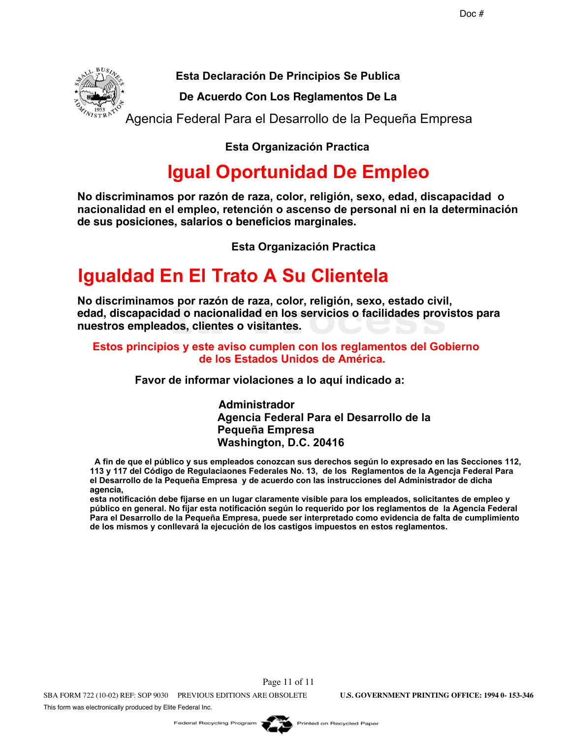Doc #

**Esta Declaración De Principios Se Publica**

**De Acuerdo Con Los Reglamentos De La**

Agencia Federal Para el Desarrollo de la Pequeña Empresa

**Esta Organización Practica**

# Igual Oportunidad De Empleo

**No discriminamos por razón de raza, color, religión, sexo, edad, discapacidad o nacionalidad en el empleo, retención o ascenso de personal ni en la determinación de sus posiciones, salarios o beneficios marginales.**

**Esta Organización Practica**

# Igualdad En El Trato A Su Clientela

**No discriminamos por razón de raza, color, religión, sexo, estado civil, edad, discapacidad o nacionalidad en los servicios o facilidades provistos para nuestros empleados, clientes o visitantes.**

**Estos principios y este aviso cumplen con los reglamentos del Gobierno de los Estados Unidos de América.**

**Favor de informar violaciones a lo aquí indicado a:**

**Administrador**
**Agencia Federal Para el Desarrollo de la Pequeña Empresa**
**Washington, D.C. 20416**

**A fin de que el público y sus empleados conozcan sus derechos según lo expresado en las Secciones 112, 113 y 117 del Código de Regulaciones Federales No. 13, de los Reglamentos de la Agencja Federal Para el Desarrollo de la Pequeña Empresa y de acuerdo con las instrucciones del Administrador de dicha agencia,**
**esta notificación debe fijarse en un lugar claramente visible para los empleados, solicitantes de empleo y público en general. No fijar esta notificación según lo requerido por los reglamentos de la Agencia Federal Para el Desarrollo de la Pequeña Empresa, puede ser interpretado como evidencia de falta de cumplimiento de los mismos y conllevará la ejecución de los castigos impuestos en estos reglamentos.**

SBA FORM 722 (10-02) REF: SOP 9030 PREVIOUS EDITIONS ARE OBSOLETE **U.S. GOVERNMENT PRINTING OFFICE: 1994 0- 153-346**

This form was electronically produced by Elite Federal Inc.

Federal Recycling Program Printed on Recycled Paper